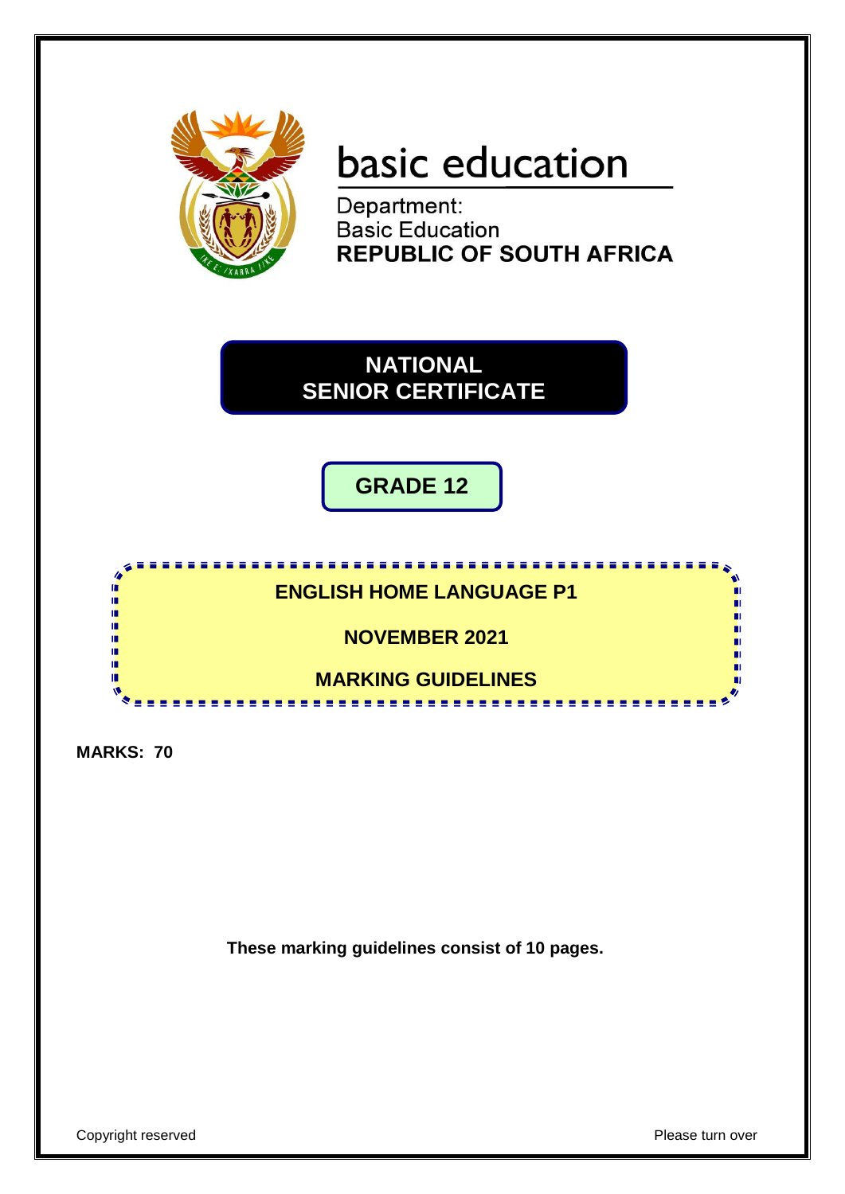basic education

Department:
Basic Education
**REPUBLIC OF SOUTH AFRICA**

# NATIONAL SENIOR CERTIFICATE

## GRADE 12

## ENGLISH HOME LANGUAGE P1

## NOVEMBER 2021

## MARKING GUIDELINES

**MARKS: 70**

**These marking guidelines consist of 10 pages.**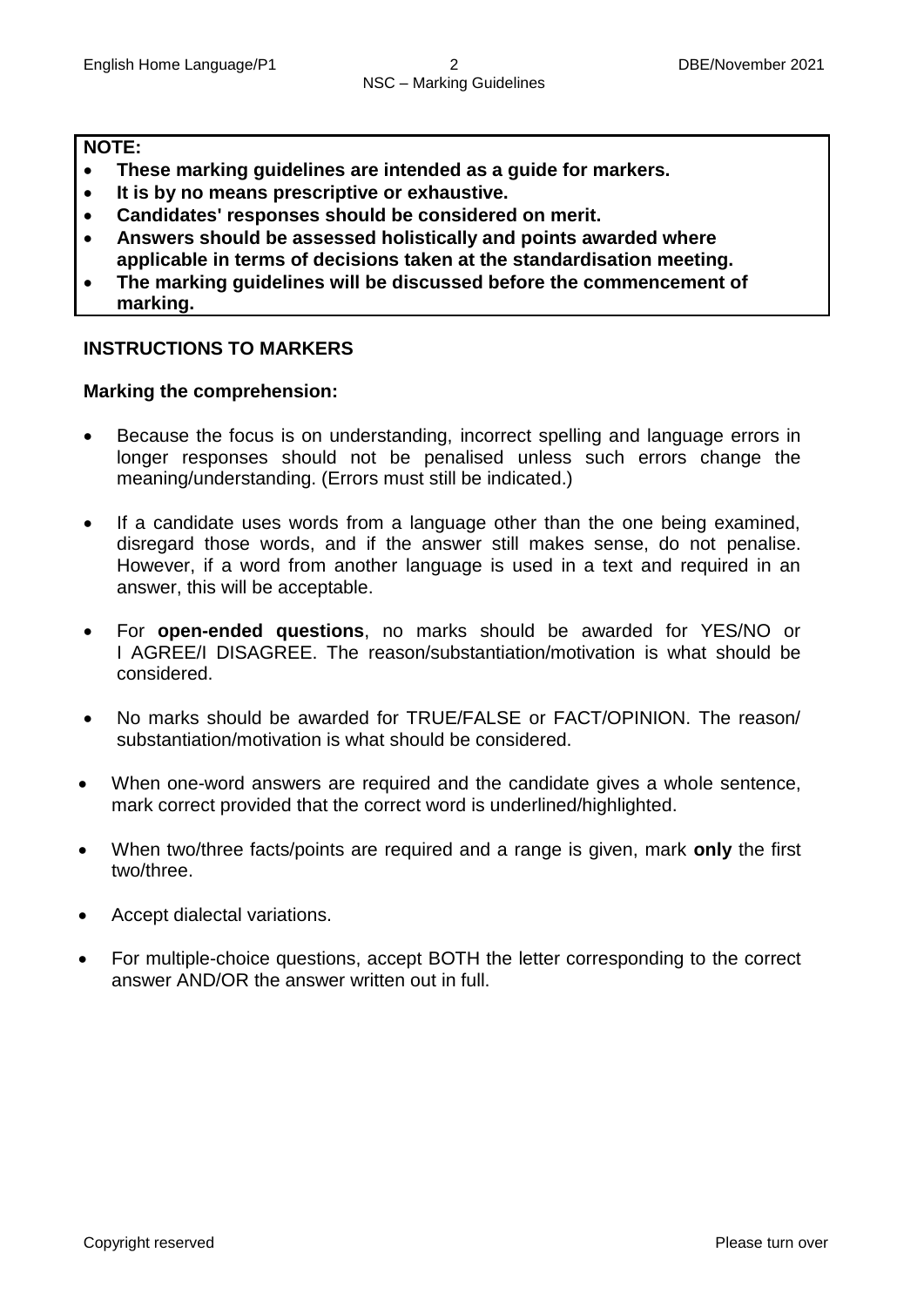**NOTE:**

- **These marking guidelines are intended as a guide for markers.**
- **It is by no means prescriptive or exhaustive.**
- **Candidates' responses should be considered on merit.**
- **Answers should be assessed holistically and points awarded where applicable in terms of decisions taken at the standardisation meeting.**
- **The marking guidelines will be discussed before the commencement of marking.**

## INSTRUCTIONS TO MARKERS

### Marking the comprehension:

- Because the focus is on understanding, incorrect spelling and language errors in longer responses should not be penalised unless such errors change the meaning/understanding. (Errors must still be indicated.)
- If a candidate uses words from a language other than the one being examined, disregard those words, and if the answer still makes sense, do not penalise. However, if a word from another language is used in a text and required in an answer, this will be acceptable.
- For **open-ended questions**, no marks should be awarded for YES/NO or I AGREE/I DISAGREE. The reason/substantiation/motivation is what should be considered.
- No marks should be awarded for TRUE/FALSE or FACT/OPINION. The reason/ substantiation/motivation is what should be considered.
- When one-word answers are required and the candidate gives a whole sentence, mark correct provided that the correct word is underlined/highlighted.
- When two/three facts/points are required and a range is given, mark **only** the first two/three.
- Accept dialectal variations.
- For multiple-choice questions, accept BOTH the letter corresponding to the correct answer AND/OR the answer written out in full.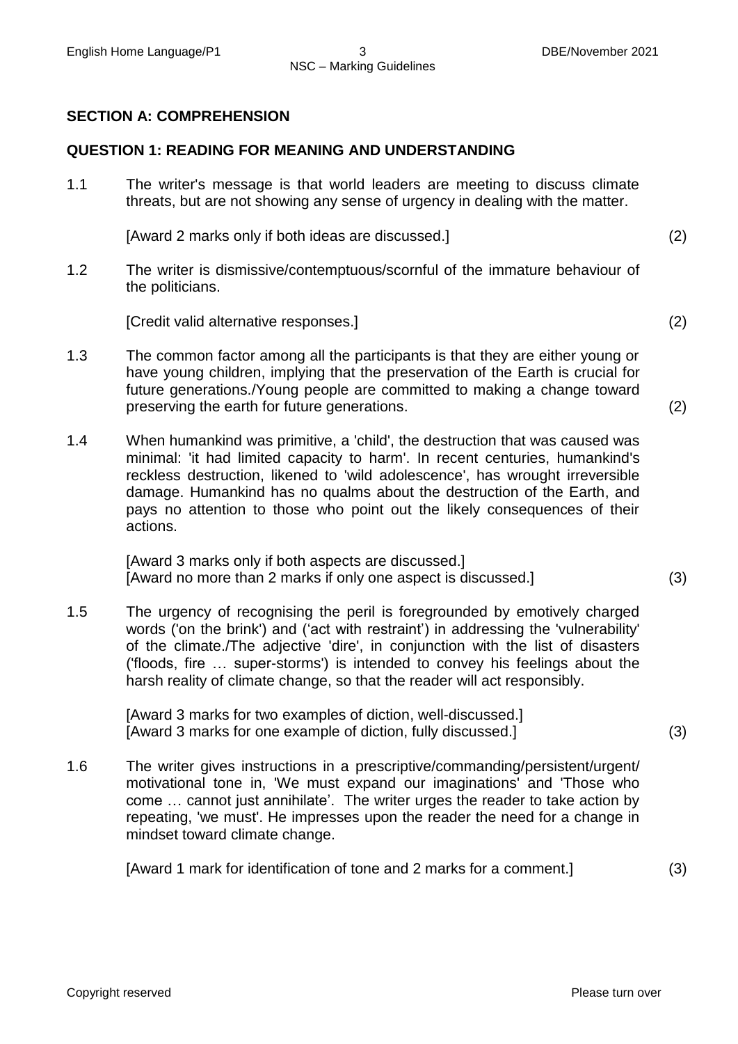## SECTION A: COMPREHENSION

### QUESTION 1: READING FOR MEANING AND UNDERSTANDING

1.1 The writer's message is that world leaders are meeting to discuss climate threats, but are not showing any sense of urgency in dealing with the matter.

[Award 2 marks only if both ideas are discussed.] (2)

1.2 The writer is dismissive/contemptuous/scornful of the immature behaviour of the politicians.

[Credit valid alternative responses.] (2)

1.3 The common factor among all the participants is that they are either young or have young children, implying that the preservation of the Earth is crucial for future generations./Young people are committed to making a change toward preserving the earth for future generations. (2)

1.4 When humankind was primitive, a 'child', the destruction that was caused was minimal: 'it had limited capacity to harm'. In recent centuries, humankind's reckless destruction, likened to 'wild adolescence', has wrought irreversible damage. Humankind has no qualms about the destruction of the Earth, and pays no attention to those who point out the likely consequences of their actions.

[Award 3 marks only if both aspects are discussed.]
[Award no more than 2 marks if only one aspect is discussed.] (3)

1.5 The urgency of recognising the peril is foregrounded by emotively charged words ('on the brink') and ('act with restraint') in addressing the 'vulnerability' of the climate./The adjective 'dire', in conjunction with the list of disasters ('floods, fire … super-storms') is intended to convey his feelings about the harsh reality of climate change, so that the reader will act responsibly.

[Award 3 marks for two examples of diction, well-discussed.]
[Award 3 marks for one example of diction, fully discussed.] (3)

1.6 The writer gives instructions in a prescriptive/commanding/persistent/urgent/motivational tone in, 'We must expand our imaginations' and 'Those who come … cannot just annihilate'. The writer urges the reader to take action by repeating, 'we must'. He impresses upon the reader the need for a change in mindset toward climate change.

[Award 1 mark for identification of tone and 2 marks for a comment.] (3)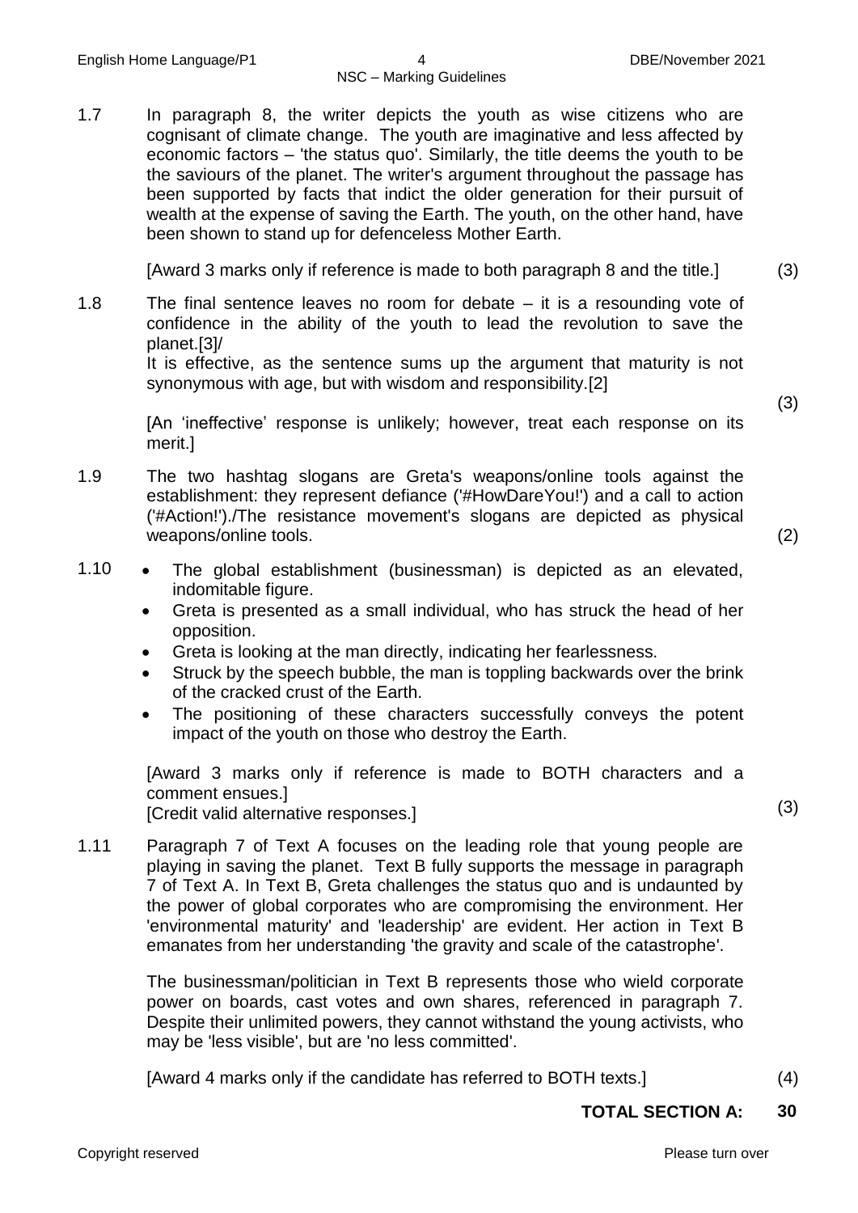1.7 In paragraph 8, the writer depicts the youth as wise citizens who are cognisant of climate change. The youth are imaginative and less affected by economic factors – 'the status quo'. Similarly, the title deems the youth to be the saviours of the planet. The writer's argument throughout the passage has been supported by facts that indict the older generation for their pursuit of wealth at the expense of saving the Earth. The youth, on the other hand, have been shown to stand up for defenceless Mother Earth.

[Award 3 marks only if reference is made to both paragraph 8 and the title.] (3)

1.8 The final sentence leaves no room for debate – it is a resounding vote of confidence in the ability of the youth to lead the revolution to save the planet.[3]/
It is effective, as the sentence sums up the argument that maturity is not synonymous with age, but with wisdom and responsibility.[2]

[An 'ineffective' response is unlikely; however, treat each response on its merit.] (3)

1.9 The two hashtag slogans are Greta's weapons/online tools against the establishment: they represent defiance ('#HowDareYou!') and a call to action ('#Action!')./The resistance movement's slogans are depicted as physical weapons/online tools. (2)

1.10
- The global establishment (businessman) is depicted as an elevated, indomitable figure.
- Greta is presented as a small individual, who has struck the head of her opposition.
- Greta is looking at the man directly, indicating her fearlessness.
- Struck by the speech bubble, the man is toppling backwards over the brink of the cracked crust of the Earth.
- The positioning of these characters successfully conveys the potent impact of the youth on those who destroy the Earth.

[Award 3 marks only if reference is made to BOTH characters and a comment ensues.]
[Credit valid alternative responses.] (3)

1.11 Paragraph 7 of Text A focuses on the leading role that young people are playing in saving the planet. Text B fully supports the message in paragraph 7 of Text A. In Text B, Greta challenges the status quo and is undaunted by the power of global corporates who are compromising the environment. Her 'environmental maturity' and 'leadership' are evident. Her action in Text B emanates from her understanding 'the gravity and scale of the catastrophe'.

The businessman/politician in Text B represents those who wield corporate power on boards, cast votes and own shares, referenced in paragraph 7. Despite their unlimited powers, they cannot withstand the young activists, who may be 'less visible', but are 'no less committed'.

[Award 4 marks only if the candidate has referred to BOTH texts.] (4)

**TOTAL SECTION A: 30**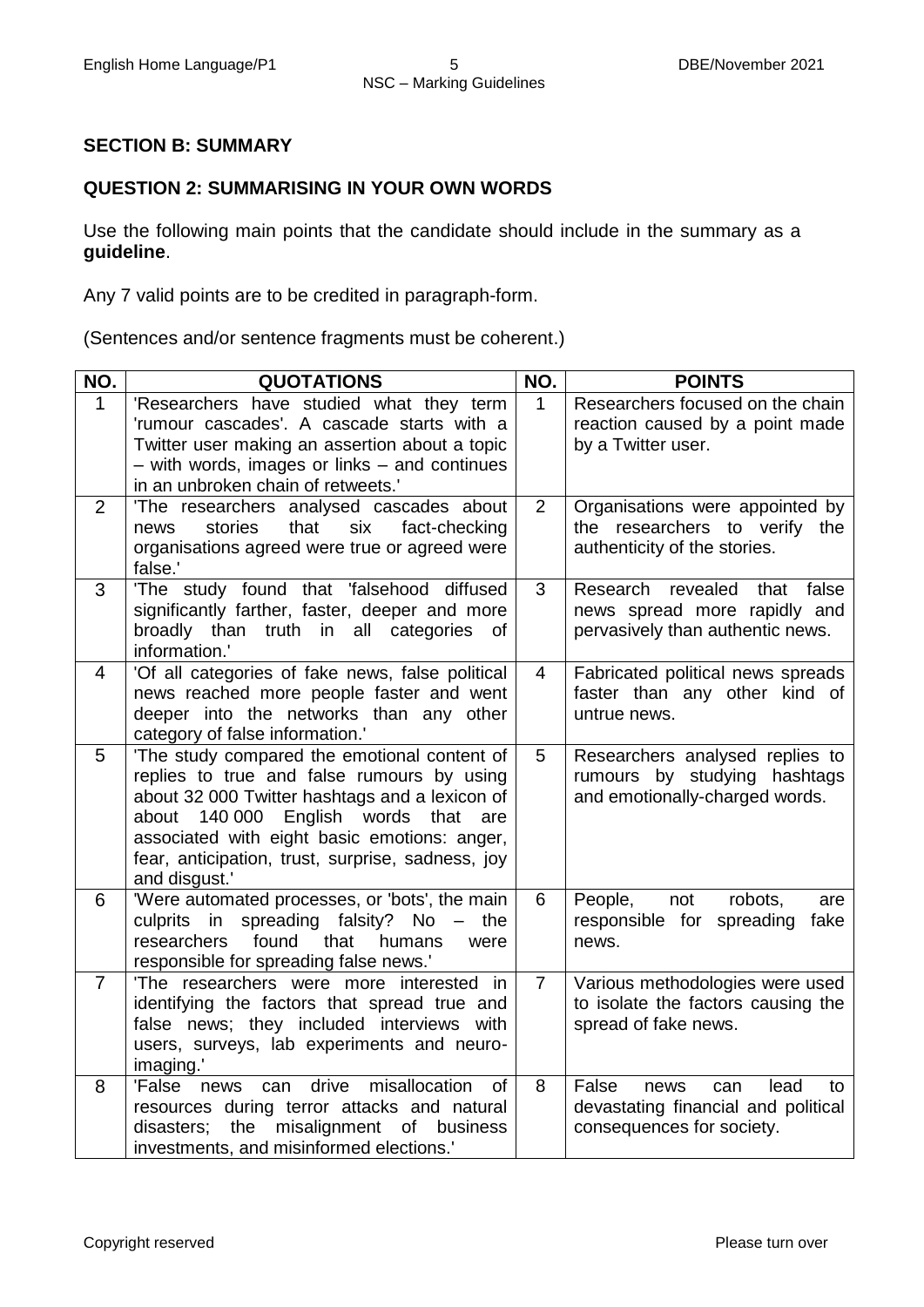## SECTION B: SUMMARY

### QUESTION 2: SUMMARISING IN YOUR OWN WORDS

Use the following main points that the candidate should include in the summary as a **guideline**.

Any 7 valid points are to be credited in paragraph-form.

(Sentences and/or sentence fragments must be coherent.)

| NO. | QUOTATIONS | NO. | POINTS |
|---|---|---|---|
| 1 | 'Researchers have studied what they term 'rumour cascades'. A cascade starts with a Twitter user making an assertion about a topic – with words, images or links – and continues in an unbroken chain of retweets.' | 1 | Researchers focused on the chain reaction caused by a point made by a Twitter user. |
| 2 | 'The researchers analysed cascades about news stories that six fact-checking organisations agreed were true or agreed were false.' | 2 | Organisations were appointed by the researchers to verify the authenticity of the stories. |
| 3 | 'The study found that 'falsehood diffused significantly farther, faster, deeper and more broadly than truth in all categories of information.' | 3 | Research revealed that false news spread more rapidly and pervasively than authentic news. |
| 4 | 'Of all categories of fake news, false political news reached more people faster and went deeper into the networks than any other category of false information.' | 4 | Fabricated political news spreads faster than any other kind of untrue news. |
| 5 | 'The study compared the emotional content of replies to true and false rumours by using about 32 000 Twitter hashtags and a lexicon of about 140 000 English words that are associated with eight basic emotions: anger, fear, anticipation, trust, surprise, sadness, joy and disgust.' | 5 | Researchers analysed replies to rumours by studying hashtags and emotionally-charged words. |
| 6 | 'Were automated processes, or 'bots', the main culprits in spreading falsity? No – the researchers found that humans were responsible for spreading false news.' | 6 | People, not robots, are responsible for spreading fake news. |
| 7 | 'The researchers were more interested in identifying the factors that spread true and false news; they included interviews with users, surveys, lab experiments and neuro-imaging.' | 7 | Various methodologies were used to isolate the factors causing the spread of fake news. |
| 8 | 'False news can drive misallocation of resources during terror attacks and natural disasters; the misalignment of business investments, and misinformed elections.' | 8 | False news can lead to devastating financial and political consequences for society. |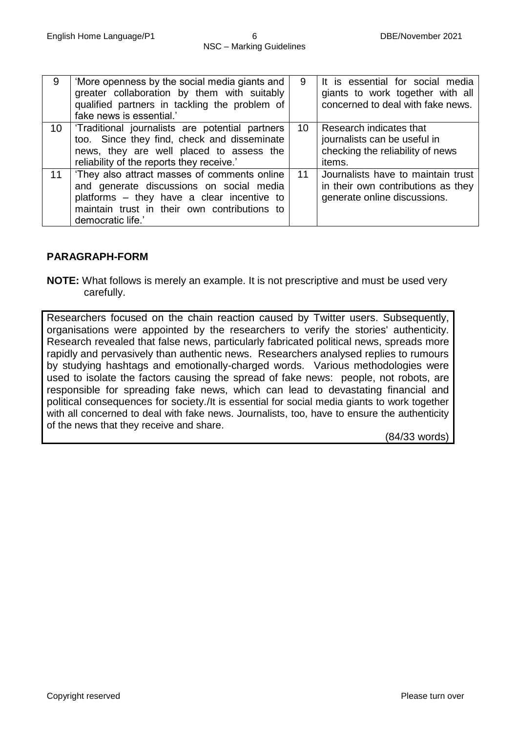| 9 | 'More openness by the social media giants and greater collaboration by them with suitably qualified partners in tackling the problem of fake news is essential.' | 9 | It is essential for social media giants to work together with all concerned to deal with fake news. |
|---|---|---|---|
| 10 | 'Traditional journalists are potential partners too. Since they find, check and disseminate news, they are well placed to assess the reliability of the reports they receive.' | 10 | Research indicates that journalists can be useful in checking the reliability of news items. |
| 11 | 'They also attract masses of comments online and generate discussions on social media platforms – they have a clear incentive to maintain trust in their own contributions to democratic life.' | 11 | Journalists have to maintain trust in their own contributions as they generate online discussions. |

## PARAGRAPH-FORM

**NOTE:** What follows is merely an example. It is not prescriptive and must be used very carefully.

Researchers focused on the chain reaction caused by Twitter users. Subsequently, organisations were appointed by the researchers to verify the stories' authenticity. Research revealed that false news, particularly fabricated political news, spreads more rapidly and pervasively than authentic news. Researchers analysed replies to rumours by studying hashtags and emotionally-charged words. Various methodologies were used to isolate the factors causing the spread of fake news: people, not robots, are responsible for spreading fake news, which can lead to devastating financial and political consequences for society./It is essential for social media giants to work together with all concerned to deal with fake news. Journalists, too, have to ensure the authenticity of the news that they receive and share.

(84/33 words)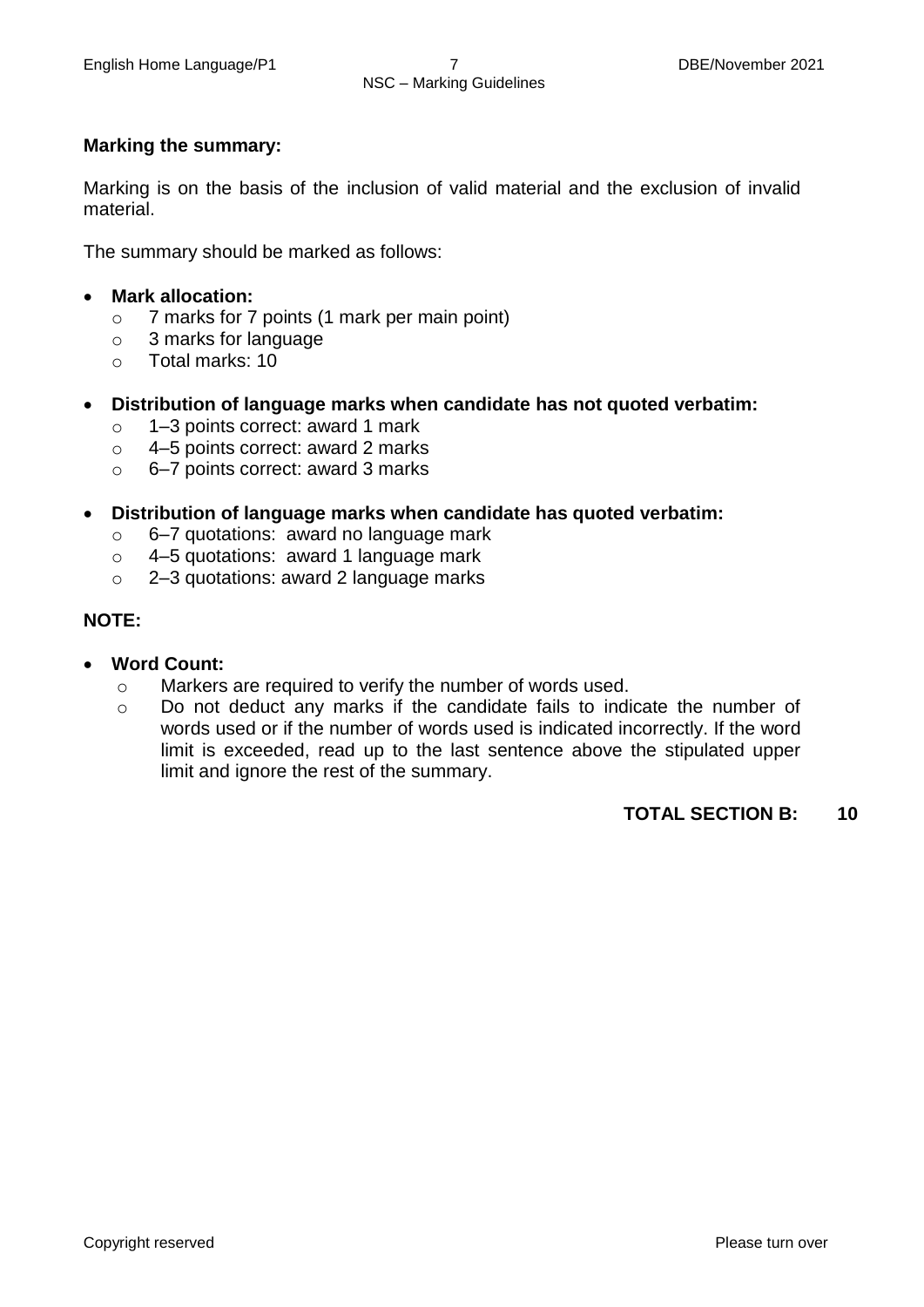**Marking the summary:**

Marking is on the basis of the inclusion of valid material and the exclusion of invalid material.

The summary should be marked as follows:

- **Mark allocation:**
  - 7 marks for 7 points (1 mark per main point)
  - 3 marks for language
  - Total marks: 10

- **Distribution of language marks when candidate has not quoted verbatim:**
  - 1–3 points correct: award 1 mark
  - 4–5 points correct: award 2 marks
  - 6–7 points correct: award 3 marks

- **Distribution of language marks when candidate has quoted verbatim:**
  - 6–7 quotations: award no language mark
  - 4–5 quotations: award 1 language mark
  - 2–3 quotations: award 2 language marks

**NOTE:**

- **Word Count:**
  - Markers are required to verify the number of words used.
  - Do not deduct any marks if the candidate fails to indicate the number of words used or if the number of words used is indicated incorrectly. If the word limit is exceeded, read up to the last sentence above the stipulated upper limit and ignore the rest of the summary.

**TOTAL SECTION B: 10**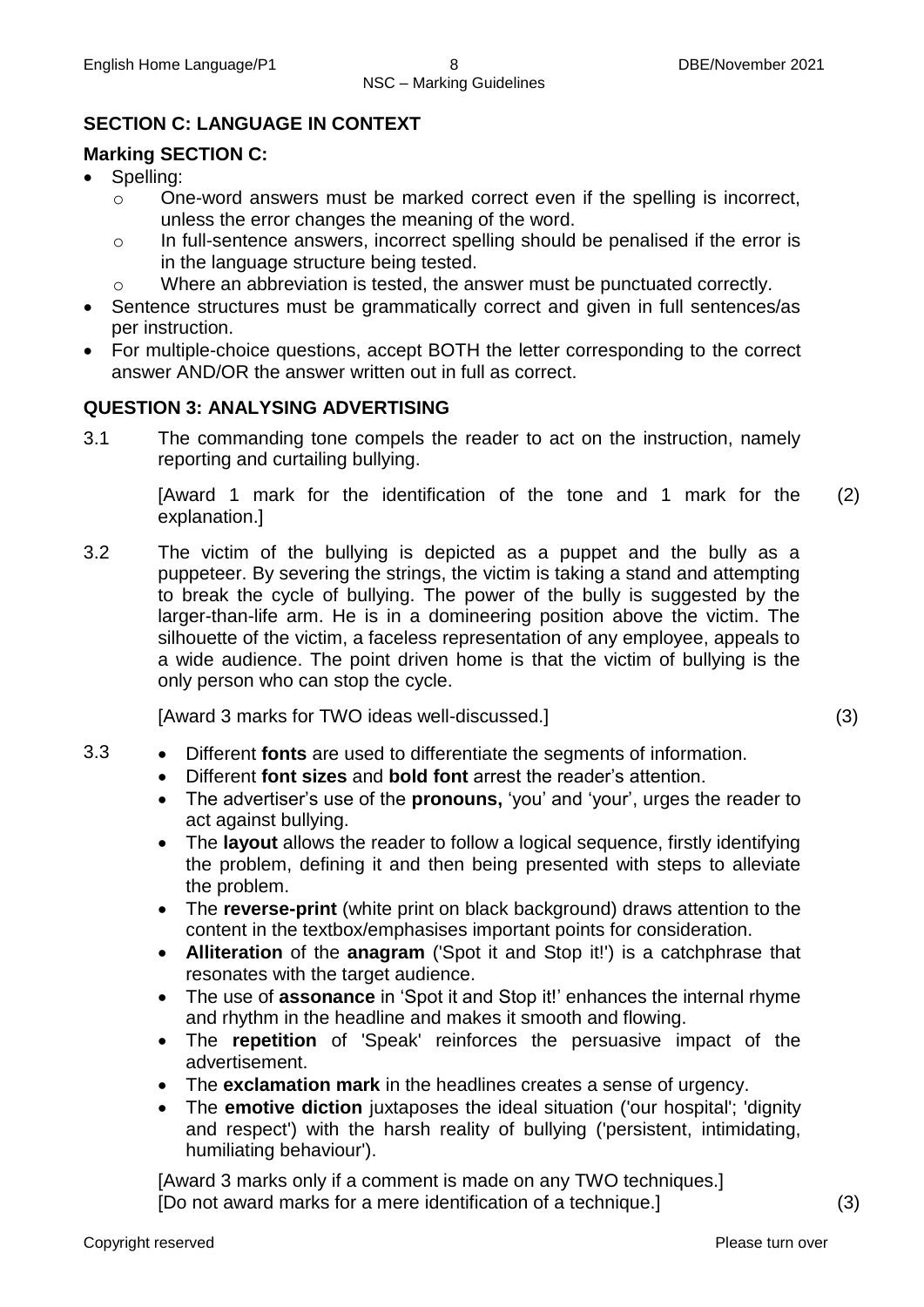## SECTION C: LANGUAGE IN CONTEXT

### Marking SECTION C:

- Spelling:
  - One-word answers must be marked correct even if the spelling is incorrect, unless the error changes the meaning of the word.
  - In full-sentence answers, incorrect spelling should be penalised if the error is in the language structure being tested.
  - Where an abbreviation is tested, the answer must be punctuated correctly.
- Sentence structures must be grammatically correct and given in full sentences/as per instruction.
- For multiple-choice questions, accept BOTH the letter corresponding to the correct answer AND/OR the answer written out in full as correct.

## QUESTION 3: ANALYSING ADVERTISING

3.1 The commanding tone compels the reader to act on the instruction, namely reporting and curtailing bullying.

[Award 1 mark for the identification of the tone and 1 mark for the explanation.] (2)

3.2 The victim of the bullying is depicted as a puppet and the bully as a puppeteer. By severing the strings, the victim is taking a stand and attempting to break the cycle of bullying. The power of the bully is suggested by the larger-than-life arm. He is in a domineering position above the victim. The silhouette of the victim, a faceless representation of any employee, appeals to a wide audience. The point driven home is that the victim of bullying is the only person who can stop the cycle.

[Award 3 marks for TWO ideas well-discussed.] (3)

3.3
- Different **fonts** are used to differentiate the segments of information.
- Different **font sizes** and **bold font** arrest the reader's attention.
- The advertiser's use of the **pronouns,** 'you' and 'your', urges the reader to act against bullying.
- The **layout** allows the reader to follow a logical sequence, firstly identifying the problem, defining it and then being presented with steps to alleviate the problem.
- The **reverse-print** (white print on black background) draws attention to the content in the textbox/emphasises important points for consideration.
- **Alliteration** of the **anagram** ('Spot it and Stop it!') is a catchphrase that resonates with the target audience.
- The use of **assonance** in 'Spot it and Stop it!' enhances the internal rhyme and rhythm in the headline and makes it smooth and flowing.
- The **repetition** of 'Speak' reinforces the persuasive impact of the advertisement.
- The **exclamation mark** in the headlines creates a sense of urgency.
- The **emotive diction** juxtaposes the ideal situation ('our hospital'; 'dignity and respect') with the harsh reality of bullying ('persistent, intimidating, humiliating behaviour').

[Award 3 marks only if a comment is made on any TWO techniques.]
[Do not award marks for a mere identification of a technique.] (3)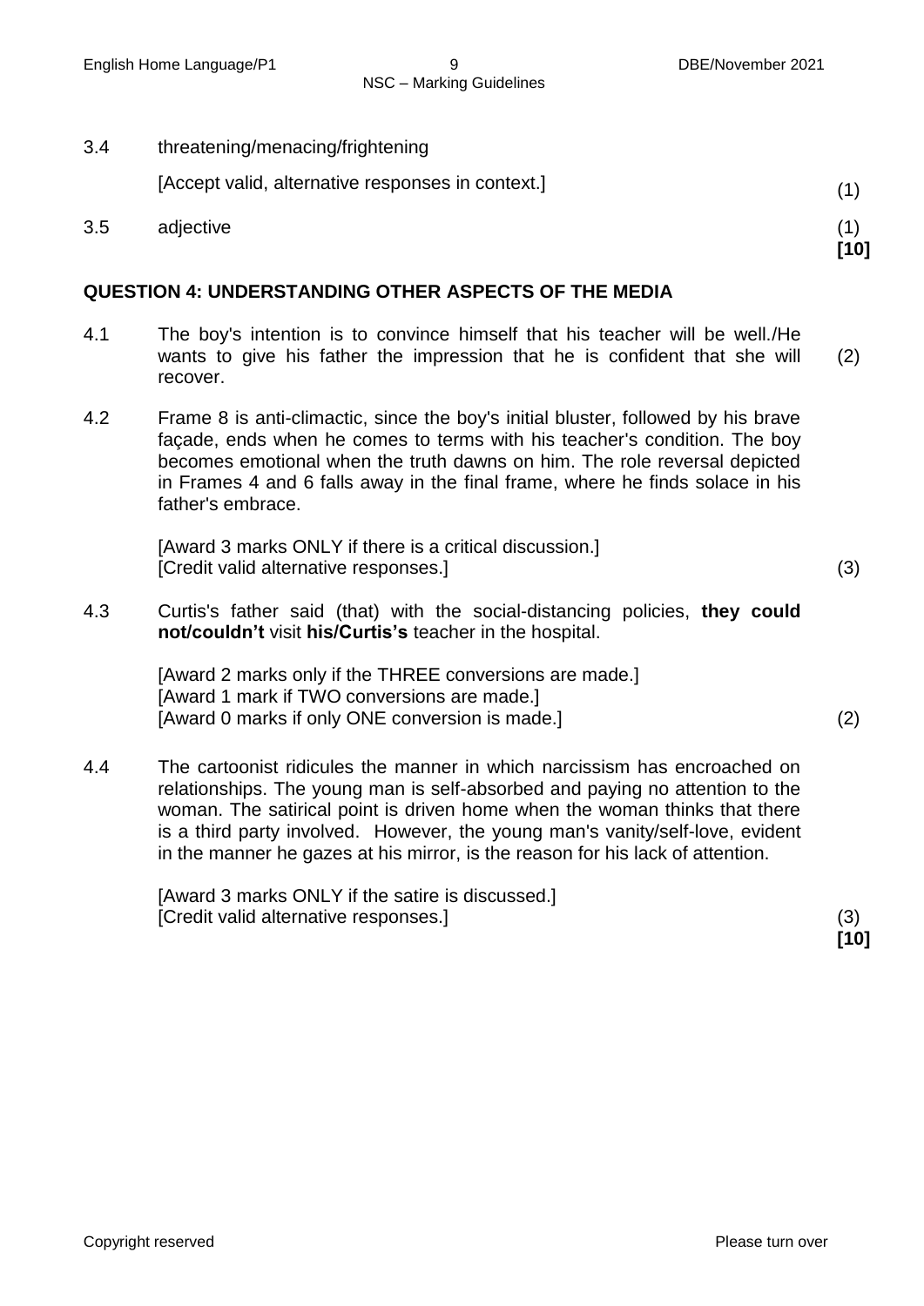3.4 threatening/menacing/frightening

[Accept valid, alternative responses in context.] (1)

3.5 adjective (1)
**[10]**

## QUESTION 4: UNDERSTANDING OTHER ASPECTS OF THE MEDIA

4.1 The boy's intention is to convince himself that his teacher will be well./He wants to give his father the impression that he is confident that she will recover. (2)

4.2 Frame 8 is anti-climactic, since the boy's initial bluster, followed by his brave façade, ends when he comes to terms with his teacher's condition. The boy becomes emotional when the truth dawns on him. The role reversal depicted in Frames 4 and 6 falls away in the final frame, where he finds solace in his father's embrace.

[Award 3 marks ONLY if there is a critical discussion.]
[Credit valid alternative responses.] (3)

4.3 Curtis's father said (that) with the social-distancing policies, **they could not/couldn't** visit **his/Curtis's** teacher in the hospital.

[Award 2 marks only if the THREE conversions are made.]
[Award 1 mark if TWO conversions are made.]
[Award 0 marks if only ONE conversion is made.] (2)

4.4 The cartoonist ridicules the manner in which narcissism has encroached on relationships. The young man is self-absorbed and paying no attention to the woman. The satirical point is driven home when the woman thinks that there is a third party involved. However, the young man's vanity/self-love, evident in the manner he gazes at his mirror, is the reason for his lack of attention.

[Award 3 marks ONLY if the satire is discussed.]
[Credit valid alternative responses.] (3)
**[10]**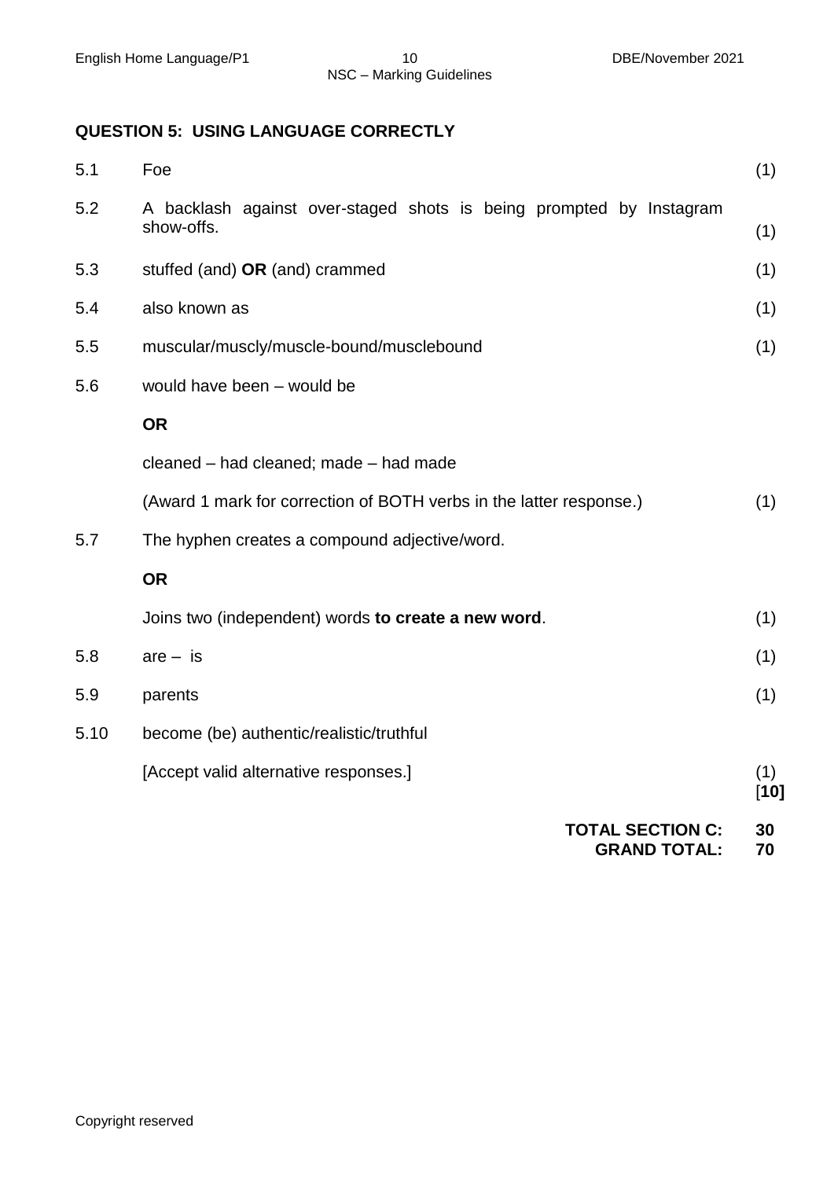## QUESTION 5: USING LANGUAGE CORRECTLY

| | | |
|---|---|---|
| 5.1 | Foe | (1) |
| 5.2 | A backlash against over-staged shots is being prompted by Instagram show-offs. | (1) |
| 5.3 | stuffed (and) **OR** (and) crammed | (1) |
| 5.4 | also known as | (1) |
| 5.5 | muscular/muscly/muscle-bound/musclebound | (1) |
| 5.6 | would have been – would be<br><br>**OR**<br><br>cleaned – had cleaned; made – had made<br><br>(Award 1 mark for correction of BOTH verbs in the latter response.) | (1) |
| 5.7 | The hyphen creates a compound adjective/word.<br><br>**OR**<br><br>Joins two (independent) words **to create a new word**. | (1) |
| 5.8 | are – is | (1) |
| 5.9 | parents | (1) |
| 5.10 | become (be) authentic/realistic/truthful<br><br>[Accept valid alternative responses.] | (1)<br>[**10**] |

**TOTAL SECTION C: 30**
**GRAND TOTAL: 70**